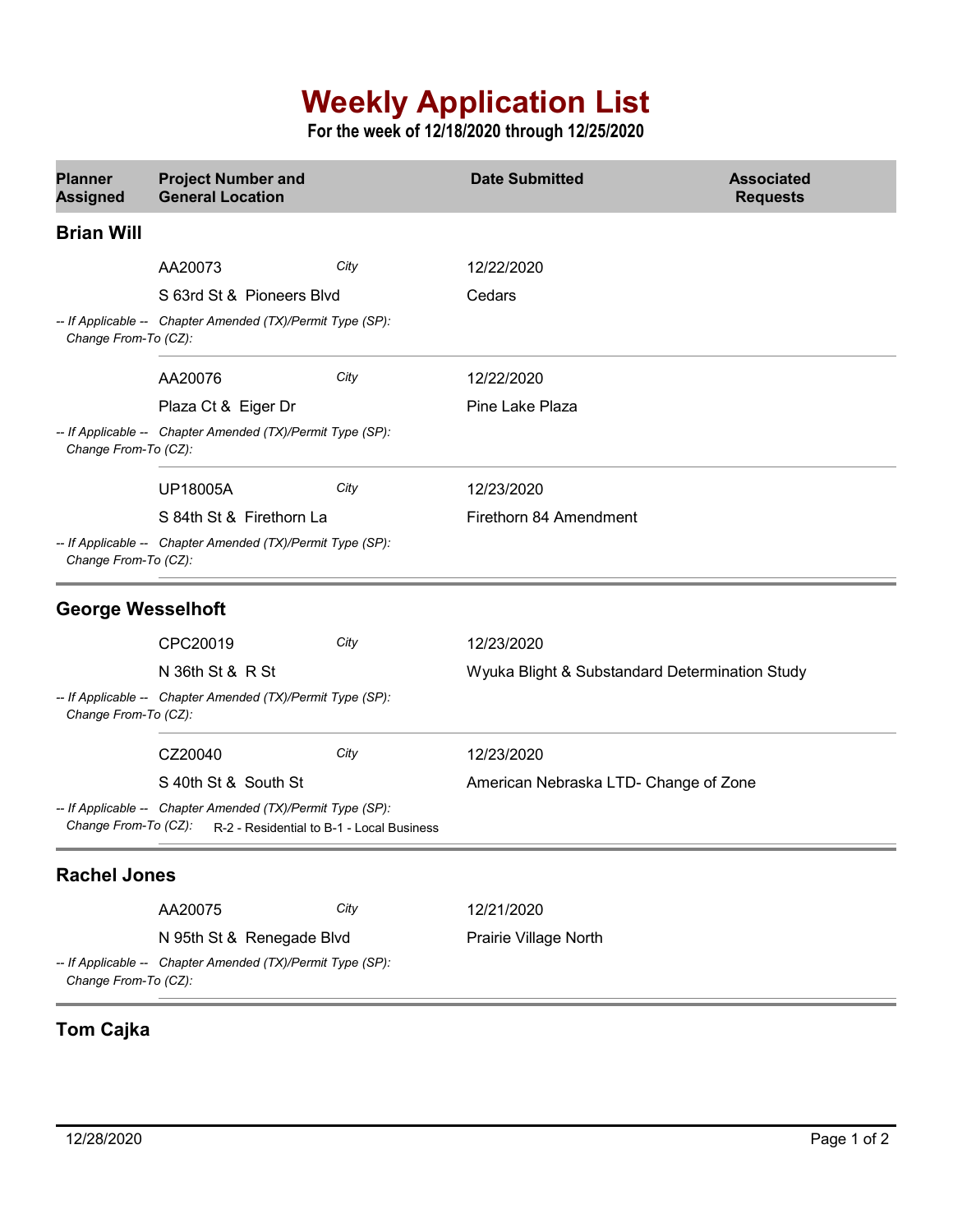# Weekly Application List

**For the week of 12/18/2020 through 12/25/2020**

| Planner Assigned | Project Number and General Location | | Date Submitted | Associated Requests |
|---|---|---|---|---|
| **Brian Will** | | | | |
| | AA20073 | *City* | 12/22/2020 | |
| | S 63rd St & Pioneers Blvd | | Cedars | |
| *-- If Applicable -- Change From-To (CZ):* | *Chapter Amended (TX)/Permit Type (SP):* | | | |
| | AA20076 | *City* | 12/22/2020 | |
| | Plaza Ct & Eiger Dr | | Pine Lake Plaza | |
| *-- If Applicable -- Change From-To (CZ):* | *Chapter Amended (TX)/Permit Type (SP):* | | | |
| | UP18005A | *City* | 12/23/2020 | |
| | S 84th St & Firethorn La | | Firethorn 84 Amendment | |
| *-- If Applicable -- Change From-To (CZ):* | *Chapter Amended (TX)/Permit Type (SP):* | | | |
| **George Wesselhoft** | | | | |
| | CPC20019 | *City* | 12/23/2020 | |
| | N 36th St & R St | | Wyuka Blight & Substandard Determination Study | |
| *-- If Applicable -- Change From-To (CZ):* | *Chapter Amended (TX)/Permit Type (SP):* | | | |
| | CZ20040 | *City* | 12/23/2020 | |
| | S 40th St & South St | | American Nebraska LTD- Change of Zone | |
| *-- If Applicable -- Change From-To (CZ):* | *Chapter Amended (TX)/Permit Type (SP):* R-2 - Residential to B-1 - Local Business | | | |
| **Rachel Jones** | | | | |
| | AA20075 | *City* | 12/21/2020 | |
| | N 95th St & Renegade Blvd | | Prairie Village North | |
| *-- If Applicable -- Change From-To (CZ):* | *Chapter Amended (TX)/Permit Type (SP):* | | | |
| **Tom Cajka** | | | | |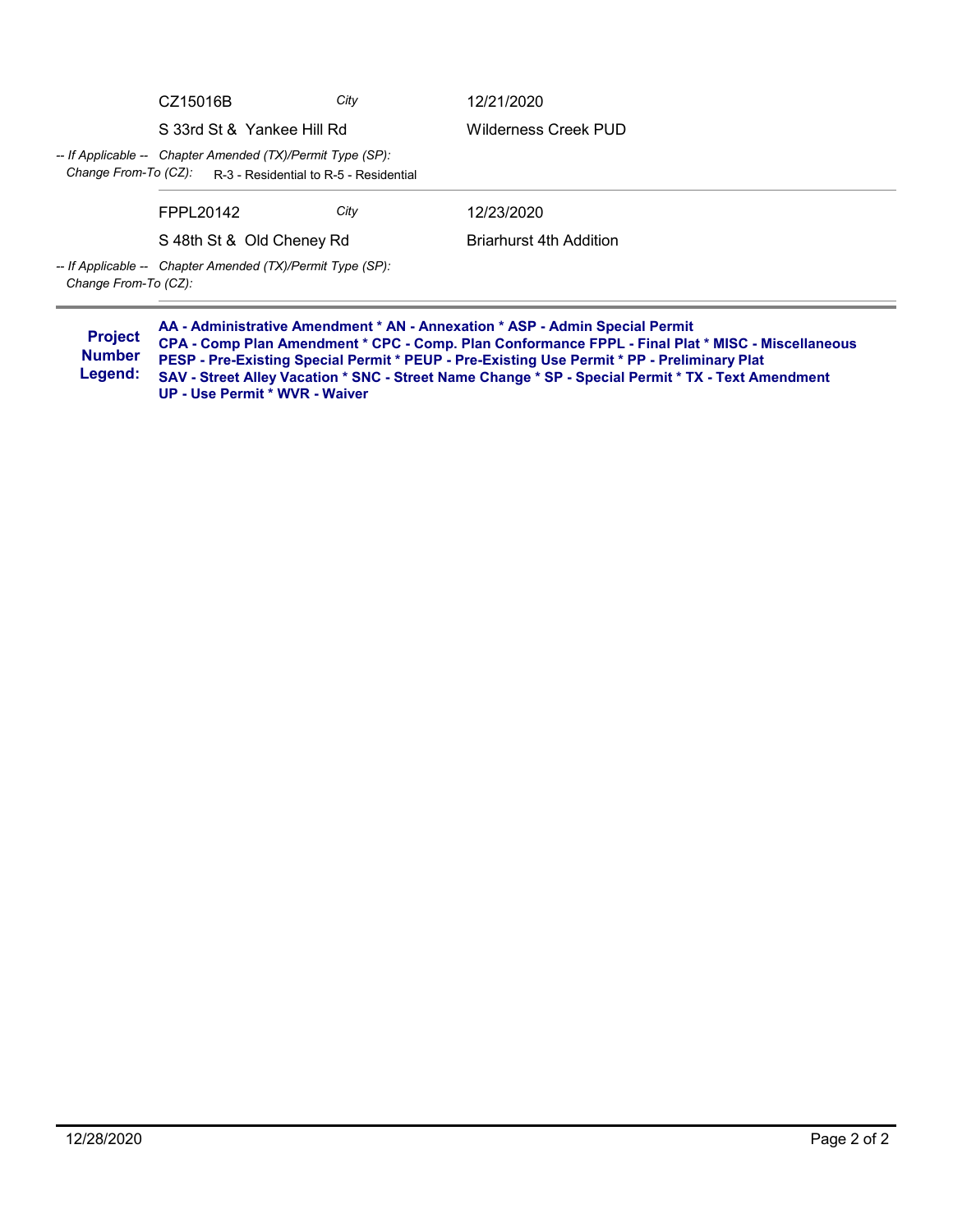CZ15016B *City* 12/21/2020

S 33rd St & Yankee Hill Rd Wilderness Creek PUD

*-- If Applicable -- Chapter Amended (TX)/Permit Type (SP):*
*Change From-To (CZ):* R-3 - Residential to R-5 - Residential

---

FPPL20142 *City* 12/23/2020

S 48th St & Old Cheney Rd Briarhurst 4th Addition

*-- If Applicable -- Chapter Amended (TX)/Permit Type (SP):*
*Change From-To (CZ):*

---

**Project Number Legend:**

**AA - Administrative Amendment * AN - Annexation * ASP - Admin Special Permit**
**CPA - Comp Plan Amendment * CPC - Comp. Plan Conformance FPPL - Final Plat * MISC - Miscellaneous**
**PESP - Pre-Existing Special Permit * PEUP - Pre-Existing Use Permit * PP - Preliminary Plat**
**SAV - Street Alley Vacation * SNC - Street Name Change * SP - Special Permit * TX - Text Amendment**
**UP - Use Permit * WVR - Waiver**

12/28/2020